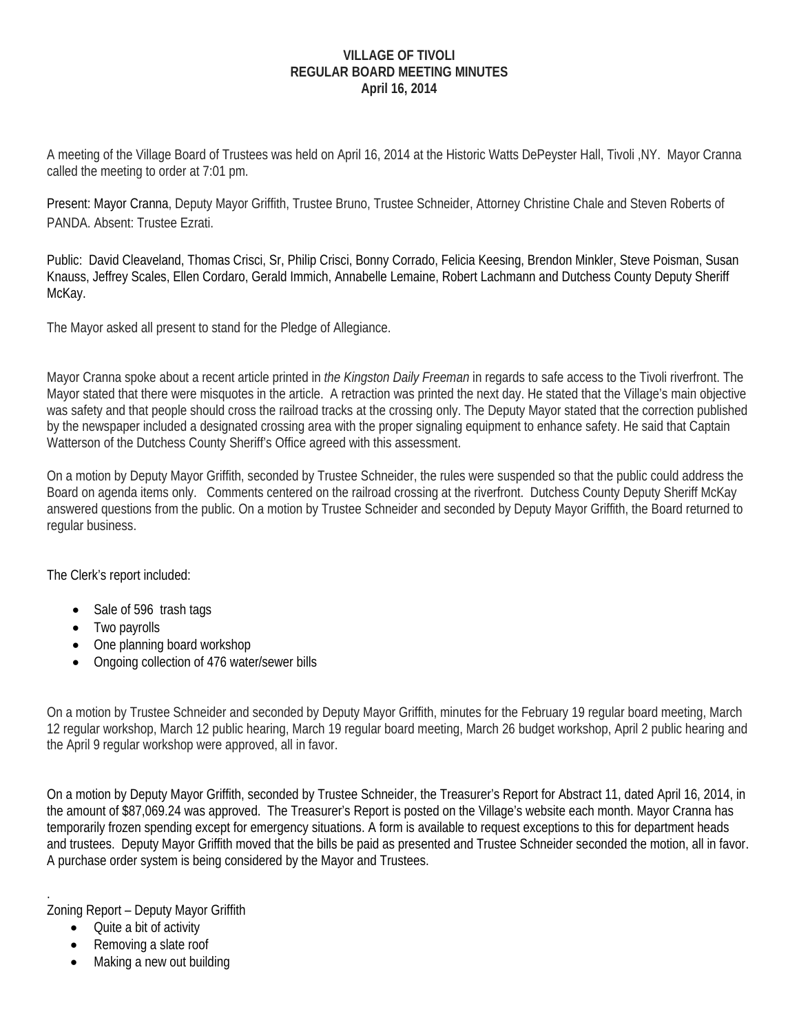**VILLAGE OF TIVOLI**
**REGULAR BOARD MEETING MINUTES**
**April 16, 2014**

A meeting of the Village Board of Trustees was held on April 16, 2014 at the Historic Watts DePeyster Hall, Tivoli ,NY. Mayor Cranna called the meeting to order at 7:01 pm.

Present: Mayor Cranna, Deputy Mayor Griffith, Trustee Bruno, Trustee Schneider, Attorney Christine Chale and Steven Roberts of PANDA. Absent: Trustee Ezrati.

Public: David Cleaveland, Thomas Crisci, Sr, Philip Crisci, Bonny Corrado, Felicia Keesing, Brendon Minkler, Steve Poisman, Susan Knauss, Jeffrey Scales, Ellen Cordaro, Gerald Immich, Annabelle Lemaine, Robert Lachmann and Dutchess County Deputy Sheriff McKay.

The Mayor asked all present to stand for the Pledge of Allegiance.

Mayor Cranna spoke about a recent article printed in *the Kingston Daily Freeman* in regards to safe access to the Tivoli riverfront. The Mayor stated that there were misquotes in the article. A retraction was printed the next day. He stated that the Village's main objective was safety and that people should cross the railroad tracks at the crossing only. The Deputy Mayor stated that the correction published by the newspaper included a designated crossing area with the proper signaling equipment to enhance safety. He said that Captain Watterson of the Dutchess County Sheriff's Office agreed with this assessment.

On a motion by Deputy Mayor Griffith, seconded by Trustee Schneider, the rules were suspended so that the public could address the Board on agenda items only. Comments centered on the railroad crossing at the riverfront. Dutchess County Deputy Sheriff McKay answered questions from the public. On a motion by Trustee Schneider and seconded by Deputy Mayor Griffith, the Board returned to regular business.

The Clerk's report included:

- Sale of 596 trash tags
- Two payrolls
- One planning board workshop
- Ongoing collection of 476 water/sewer bills

On a motion by Trustee Schneider and seconded by Deputy Mayor Griffith, minutes for the February 19 regular board meeting, March 12 regular workshop, March 12 public hearing, March 19 regular board meeting, March 26 budget workshop, April 2 public hearing and the April 9 regular workshop were approved, all in favor.

On a motion by Deputy Mayor Griffith, seconded by Trustee Schneider, the Treasurer's Report for Abstract 11, dated April 16, 2014, in the amount of $87,069.24 was approved. The Treasurer's Report is posted on the Village's website each month. Mayor Cranna has temporarily frozen spending except for emergency situations. A form is available to request exceptions to this for department heads and trustees. Deputy Mayor Griffith moved that the bills be paid as presented and Trustee Schneider seconded the motion, all in favor. A purchase order system is being considered by the Mayor and Trustees.

.
Zoning Report – Deputy Mayor Griffith

- Quite a bit of activity
- Removing a slate roof
- Making a new out building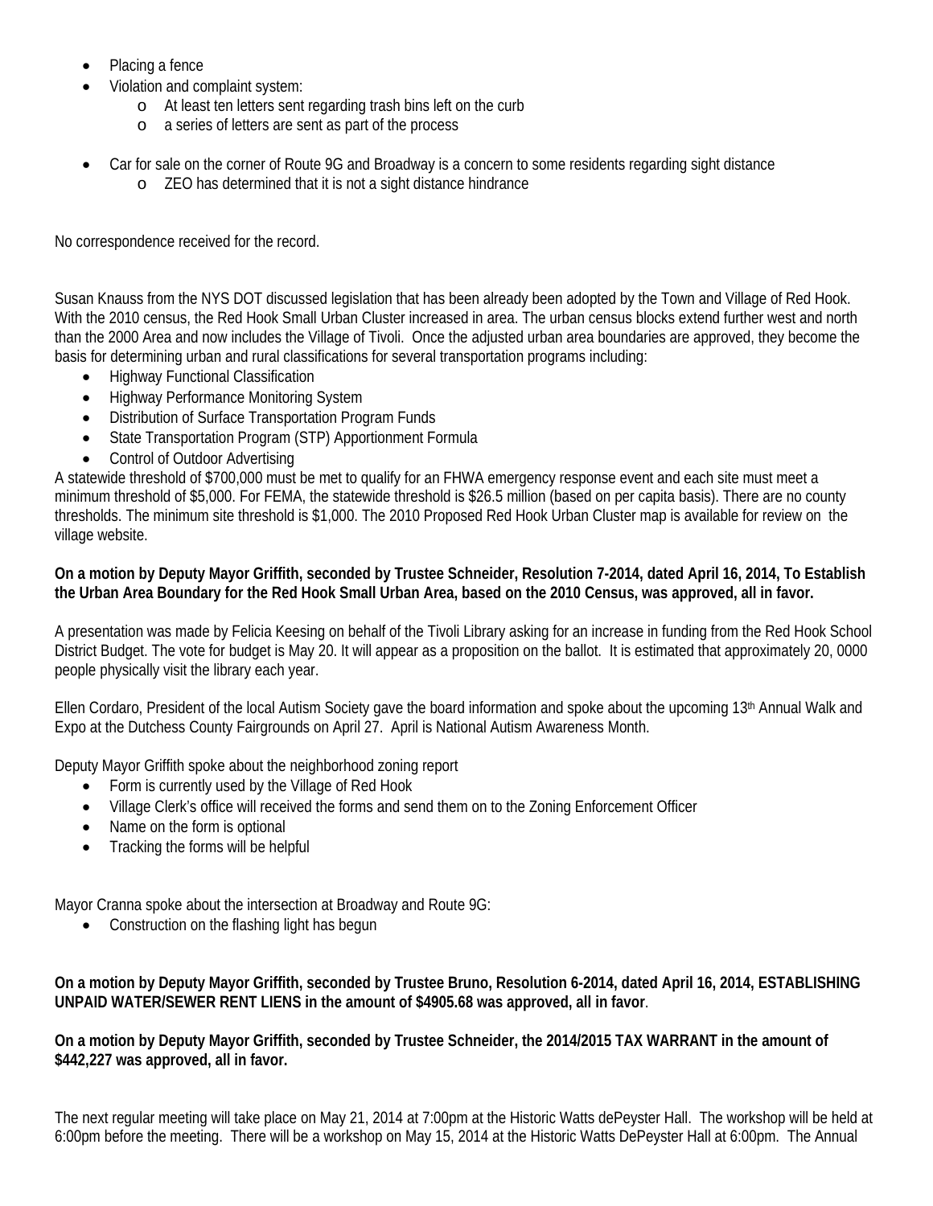- Placing a fence
- Violation and complaint system:
  - At least ten letters sent regarding trash bins left on the curb
  - a series of letters are sent as part of the process

- Car for sale on the corner of Route 9G and Broadway is a concern to some residents regarding sight distance
  - ZEO has determined that it is not a sight distance hindrance

No correspondence received for the record.

Susan Knauss from the NYS DOT discussed legislation that has been already been adopted by the Town and Village of Red Hook. With the 2010 census, the Red Hook Small Urban Cluster increased in area. The urban census blocks extend further west and north than the 2000 Area and now includes the Village of Tivoli. Once the adjusted urban area boundaries are approved, they become the basis for determining urban and rural classifications for several transportation programs including:

- Highway Functional Classification
- Highway Performance Monitoring System
- Distribution of Surface Transportation Program Funds
- State Transportation Program (STP) Apportionment Formula
- Control of Outdoor Advertising

A statewide threshold of $700,000 must be met to qualify for an FHWA emergency response event and each site must meet a minimum threshold of $5,000. For FEMA, the statewide threshold is $26.5 million (based on per capita basis). There are no county thresholds. The minimum site threshold is $1,000. The 2010 Proposed Red Hook Urban Cluster map is available for review on the village website.

**On a motion by Deputy Mayor Griffith, seconded by Trustee Schneider, Resolution 7-2014, dated April 16, 2014, To Establish the Urban Area Boundary for the Red Hook Small Urban Area, based on the 2010 Census, was approved, all in favor.**

A presentation was made by Felicia Keesing on behalf of the Tivoli Library asking for an increase in funding from the Red Hook School District Budget. The vote for budget is May 20. It will appear as a proposition on the ballot. It is estimated that approximately 20, 0000 people physically visit the library each year.

Ellen Cordaro, President of the local Autism Society gave the board information and spoke about the upcoming 13th Annual Walk and Expo at the Dutchess County Fairgrounds on April 27. April is National Autism Awareness Month.

Deputy Mayor Griffith spoke about the neighborhood zoning report

- Form is currently used by the Village of Red Hook
- Village Clerk's office will received the forms and send them on to the Zoning Enforcement Officer
- Name on the form is optional
- Tracking the forms will be helpful

Mayor Cranna spoke about the intersection at Broadway and Route 9G:

- Construction on the flashing light has begun

**On a motion by Deputy Mayor Griffith, seconded by Trustee Bruno, Resolution 6-2014, dated April 16, 2014, ESTABLISHING UNPAID WATER/SEWER RENT LIENS in the amount of $4905.68 was approved, all in favor**.

**On a motion by Deputy Mayor Griffith, seconded by Trustee Schneider, the 2014/2015 TAX WARRANT in the amount of $442,227 was approved, all in favor.**

The next regular meeting will take place on May 21, 2014 at 7:00pm at the Historic Watts dePeyster Hall. The workshop will be held at 6:00pm before the meeting. There will be a workshop on May 15, 2014 at the Historic Watts DePeyster Hall at 6:00pm. The Annual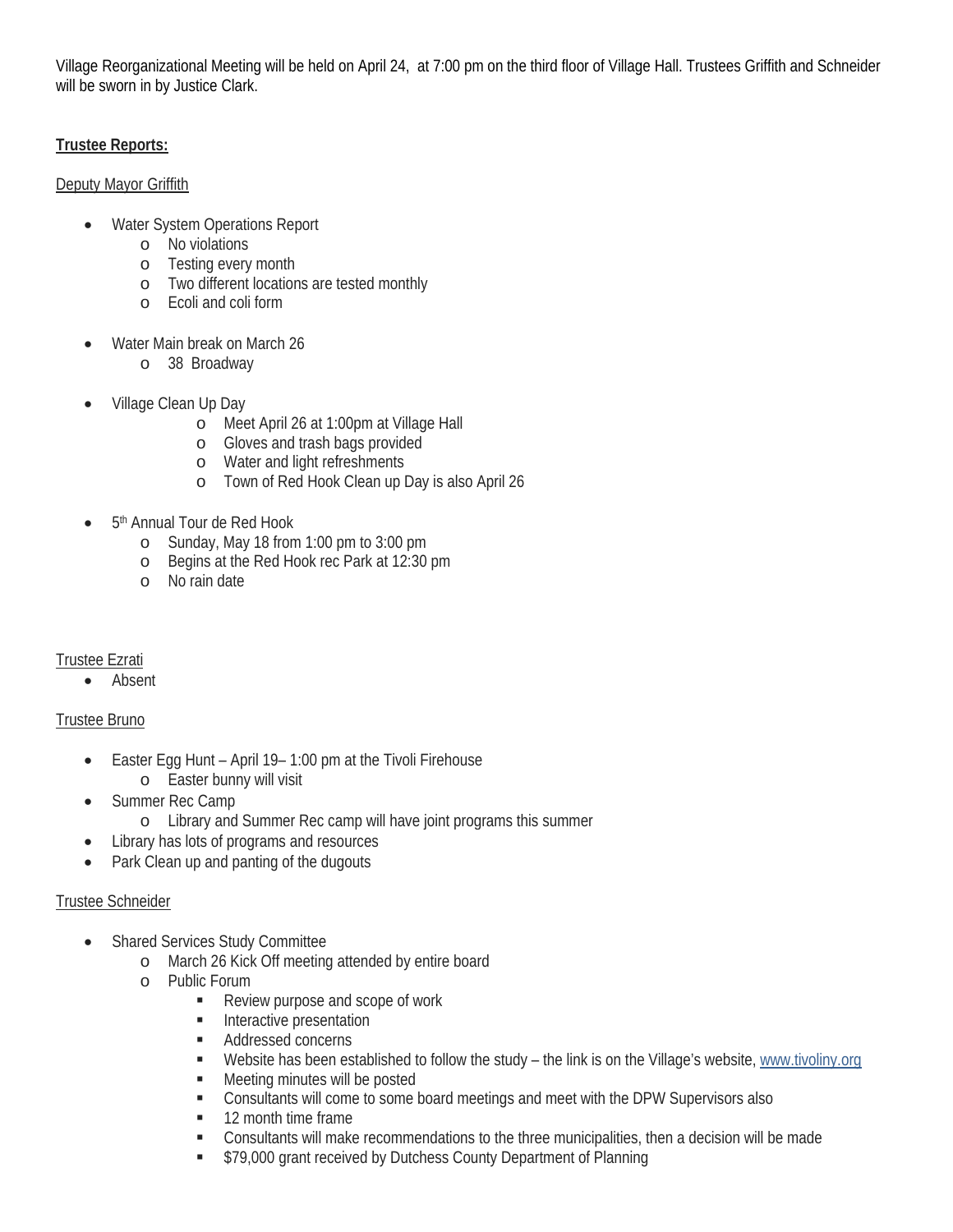Village Reorganizational Meeting will be held on April 24, at 7:00 pm on the third floor of Village Hall. Trustees Griffith and Schneider will be sworn in by Justice Clark.

**Trustee Reports:**

Deputy Mayor Griffith

- Water System Operations Report
  - No violations
  - Testing every month
  - Two different locations are tested monthly
  - Ecoli and coli form
- Water Main break on March 26
  - 38 Broadway
- Village Clean Up Day
  - Meet April 26 at 1:00pm at Village Hall
  - Gloves and trash bags provided
  - Water and light refreshments
  - Town of Red Hook Clean up Day is also April 26
- 5th Annual Tour de Red Hook
  - Sunday, May 18 from 1:00 pm to 3:00 pm
  - Begins at the Red Hook rec Park at 12:30 pm
  - No rain date

Trustee Ezrati

- Absent

Trustee Bruno

- Easter Egg Hunt – April 19– 1:00 pm at the Tivoli Firehouse
  - Easter bunny will visit
- Summer Rec Camp
  - Library and Summer Rec camp will have joint programs this summer
- Library has lots of programs and resources
- Park Clean up and panting of the dugouts

Trustee Schneider

- Shared Services Study Committee
  - March 26 Kick Off meeting attended by entire board
  - Public Forum
    - Review purpose and scope of work
    - Interactive presentation
    - Addressed concerns
    - Website has been established to follow the study – the link is on the Village's website, www.tivoliny.org
    - Meeting minutes will be posted
    - Consultants will come to some board meetings and meet with the DPW Supervisors also
    - 12 month time frame
    - Consultants will make recommendations to the three municipalities, then a decision will be made
    - $79,000 grant received by Dutchess County Department of Planning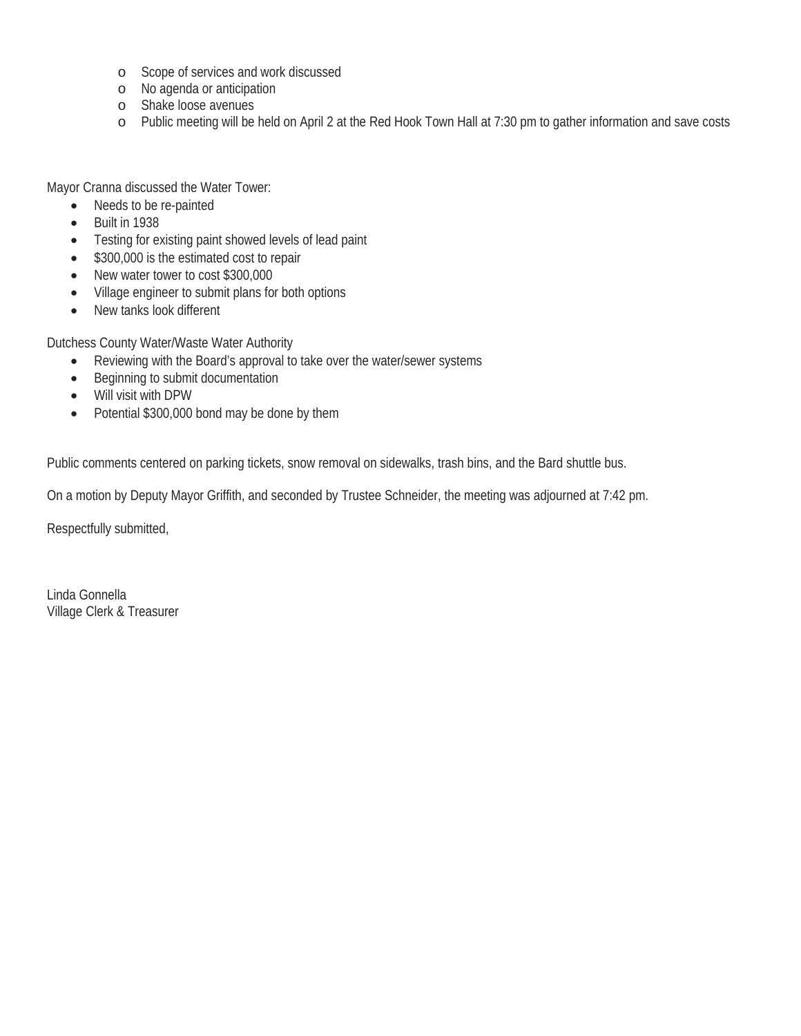- Scope of services and work discussed
  - No agenda or anticipation
  - Shake loose avenues
  - Public meeting will be held on April 2 at the Red Hook Town Hall at 7:30 pm to gather information and save costs

Mayor Cranna discussed the Water Tower:

- Needs to be re-painted
- Built in 1938
- Testing for existing paint showed levels of lead paint
- $300,000 is the estimated cost to repair
- New water tower to cost $300,000
- Village engineer to submit plans for both options
- New tanks look different

Dutchess County Water/Waste Water Authority

- Reviewing with the Board's approval to take over the water/sewer systems
- Beginning to submit documentation
- Will visit with DPW
- Potential $300,000 bond may be done by them

Public comments centered on parking tickets, snow removal on sidewalks, trash bins, and the Bard shuttle bus.

On a motion by Deputy Mayor Griffith, and seconded by Trustee Schneider, the meeting was adjourned at 7:42 pm.

Respectfully submitted,

Linda Gonnella
Village Clerk & Treasurer